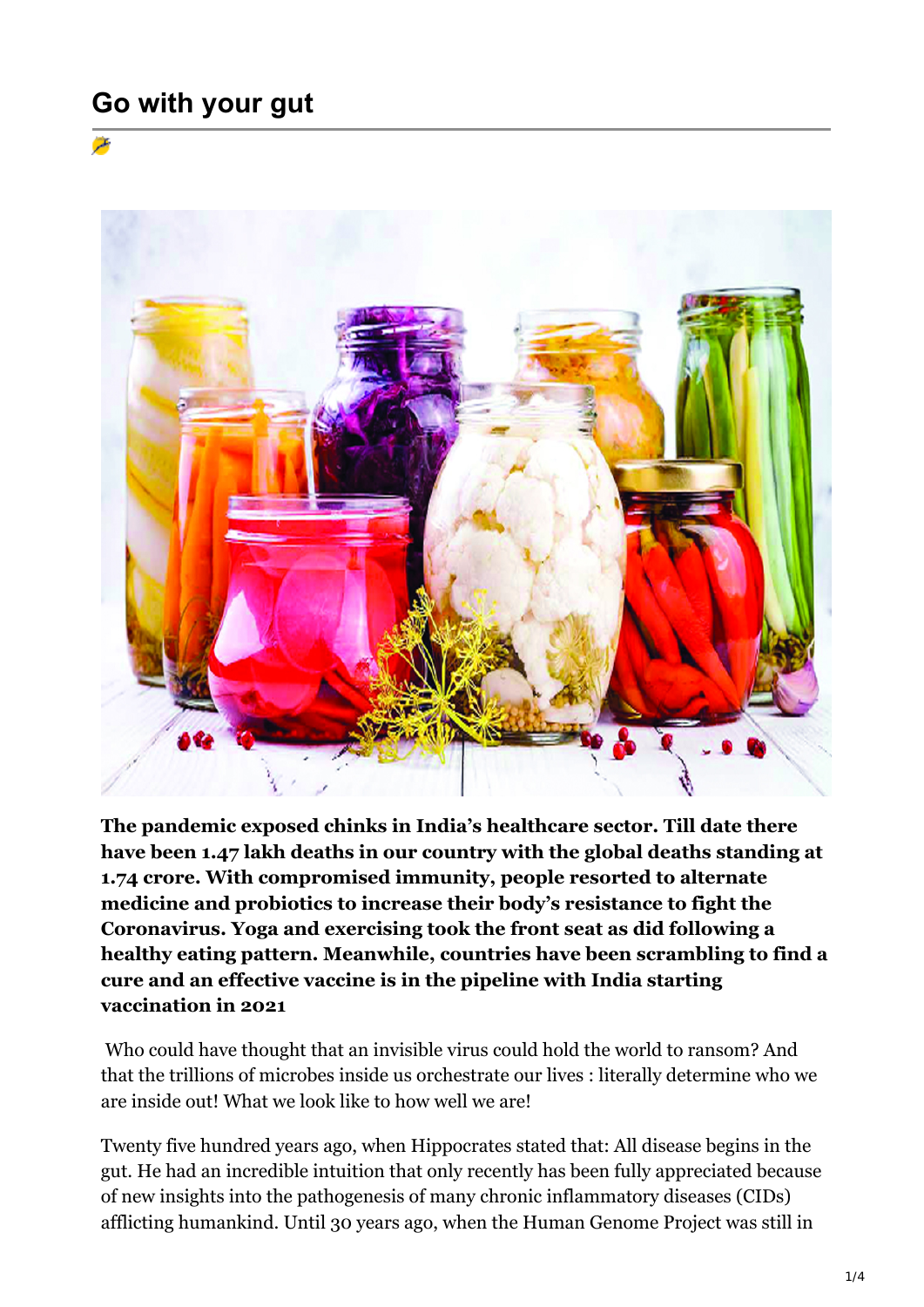# Go with your gut

**The pandemic exposed chinks in India's healthcare sector. Till date there have been 1.47 lakh deaths in our country with the global deaths standing at 1.74 crore. With compromised immunity, people resorted to alternate medicine and probiotics to increase their body's resistance to fight the Coronavirus. Yoga and exercising took the front seat as did following a healthy eating pattern. Meanwhile, countries have been scrambling to find a cure and an effective vaccine is in the pipeline with India starting vaccination in 2021**

Who could have thought that an invisible virus could hold the world to ransom? And that the trillions of microbes inside us orchestrate our lives : literally determine who we are inside out! What we look like to how well we are!

Twenty five hundred years ago, when Hippocrates stated that: All disease begins in the gut. He had an incredible intuition that only recently has been fully appreciated because of new insights into the pathogenesis of many chronic inflammatory diseases (CIDs) afflicting humankind. Until 30 years ago, when the Human Genome Project was still in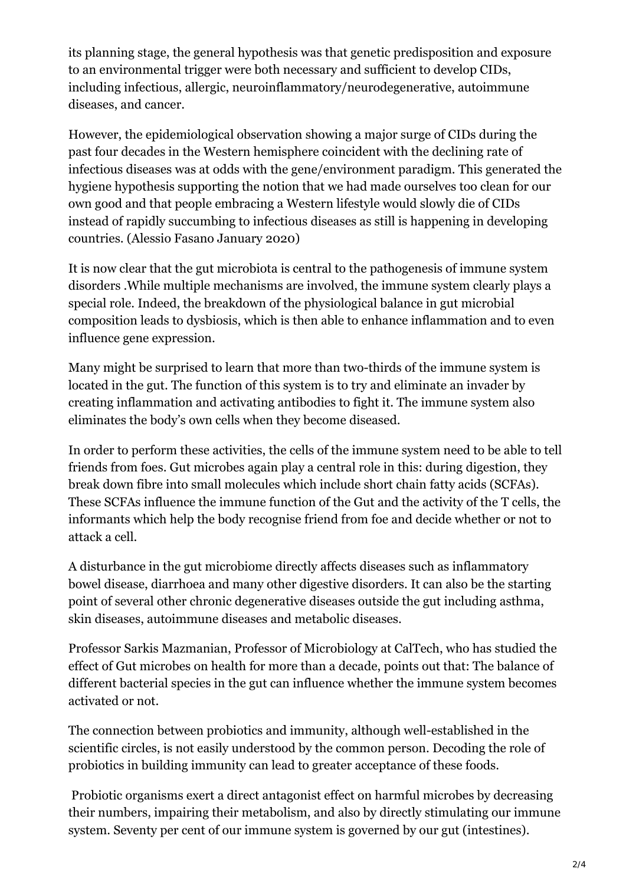its planning stage, the general hypothesis was that genetic predisposition and exposure to an environmental trigger were both necessary and sufficient to develop CIDs, including infectious, allergic, neuroinflammatory/neurodegenerative, autoimmune diseases, and cancer.

However, the epidemiological observation showing a major surge of CIDs during the past four decades in the Western hemisphere coincident with the declining rate of infectious diseases was at odds with the gene/environment paradigm. This generated the hygiene hypothesis supporting the notion that we had made ourselves too clean for our own good and that people embracing a Western lifestyle would slowly die of CIDs instead of rapidly succumbing to infectious diseases as still is happening in developing countries. (Alessio Fasano January 2020)

It is now clear that the gut microbiota is central to the pathogenesis of immune system disorders .While multiple mechanisms are involved, the immune system clearly plays a special role. Indeed, the breakdown of the physiological balance in gut microbial composition leads to dysbiosis, which is then able to enhance inflammation and to even influence gene expression.

Many might be surprised to learn that more than two-thirds of the immune system is located in the gut. The function of this system is to try and eliminate an invader by creating inflammation and activating antibodies to fight it. The immune system also eliminates the body's own cells when they become diseased.

In order to perform these activities, the cells of the immune system need to be able to tell friends from foes. Gut microbes again play a central role in this: during digestion, they break down fibre into small molecules which include short chain fatty acids (SCFAs). These SCFAs influence the immune function of the Gut and the activity of the T cells, the informants which help the body recognise friend from foe and decide whether or not to attack a cell.

A disturbance in the gut microbiome directly affects diseases such as inflammatory bowel disease, diarrhoea and many other digestive disorders. It can also be the starting point of several other chronic degenerative diseases outside the gut including asthma, skin diseases, autoimmune diseases and metabolic diseases.

Professor Sarkis Mazmanian, Professor of Microbiology at CalTech, who has studied the effect of Gut microbes on health for more than a decade, points out that: The balance of different bacterial species in the gut can influence whether the immune system becomes activated or not.

The connection between probiotics and immunity, although well-established in the scientific circles, is not easily understood by the common person. Decoding the role of probiotics in building immunity can lead to greater acceptance of these foods.

Probiotic organisms exert a direct antagonist effect on harmful microbes by decreasing their numbers, impairing their metabolism, and also by directly stimulating our immune system. Seventy per cent of our immune system is governed by our gut (intestines).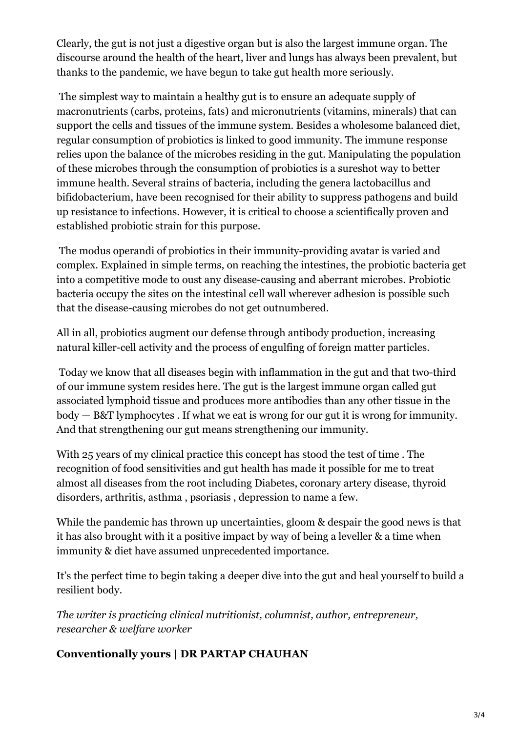Clearly, the gut is not just a digestive organ but is also the largest immune organ. The discourse around the health of the heart, liver and lungs has always been prevalent, but thanks to the pandemic, we have begun to take gut health more seriously.

The simplest way to maintain a healthy gut is to ensure an adequate supply of macronutrients (carbs, proteins, fats) and micronutrients (vitamins, minerals) that can support the cells and tissues of the immune system. Besides a wholesome balanced diet, regular consumption of probiotics is linked to good immunity. The immune response relies upon the balance of the microbes residing in the gut. Manipulating the population of these microbes through the consumption of probiotics is a sureshot way to better immune health. Several strains of bacteria, including the genera lactobacillus and bifidobacterium, have been recognised for their ability to suppress pathogens and build up resistance to infections. However, it is critical to choose a scientifically proven and established probiotic strain for this purpose.

The modus operandi of probiotics in their immunity-providing avatar is varied and complex. Explained in simple terms, on reaching the intestines, the probiotic bacteria get into a competitive mode to oust any disease-causing and aberrant microbes. Probiotic bacteria occupy the sites on the intestinal cell wall wherever adhesion is possible such that the disease-causing microbes do not get outnumbered.

All in all, probiotics augment our defense through antibody production, increasing natural killer-cell activity and the process of engulfing of foreign matter particles.

Today we know that all diseases begin with inflammation in the gut and that two-third of our immune system resides here. The gut is the largest immune organ called gut associated lymphoid tissue and produces more antibodies than any other tissue in the body — B&T lymphocytes . If what we eat is wrong for our gut it is wrong for immunity. And that strengthening our gut means strengthening our immunity.

With 25 years of my clinical practice this concept has stood the test of time . The recognition of food sensitivities and gut health has made it possible for me to treat almost all diseases from the root including Diabetes, coronary artery disease, thyroid disorders, arthritis, asthma , psoriasis , depression to name a few.

While the pandemic has thrown up uncertainties, gloom & despair the good news is that it has also brought with it a positive impact by way of being a leveller & a time when immunity & diet have assumed unprecedented importance.

It's the perfect time to begin taking a deeper dive into the gut and heal yourself to build a resilient body.

*The writer is practicing clinical nutritionist, columnist, author, entrepreneur, researcher & welfare worker*

**Conventionally yours | DR PARTAP CHAUHAN**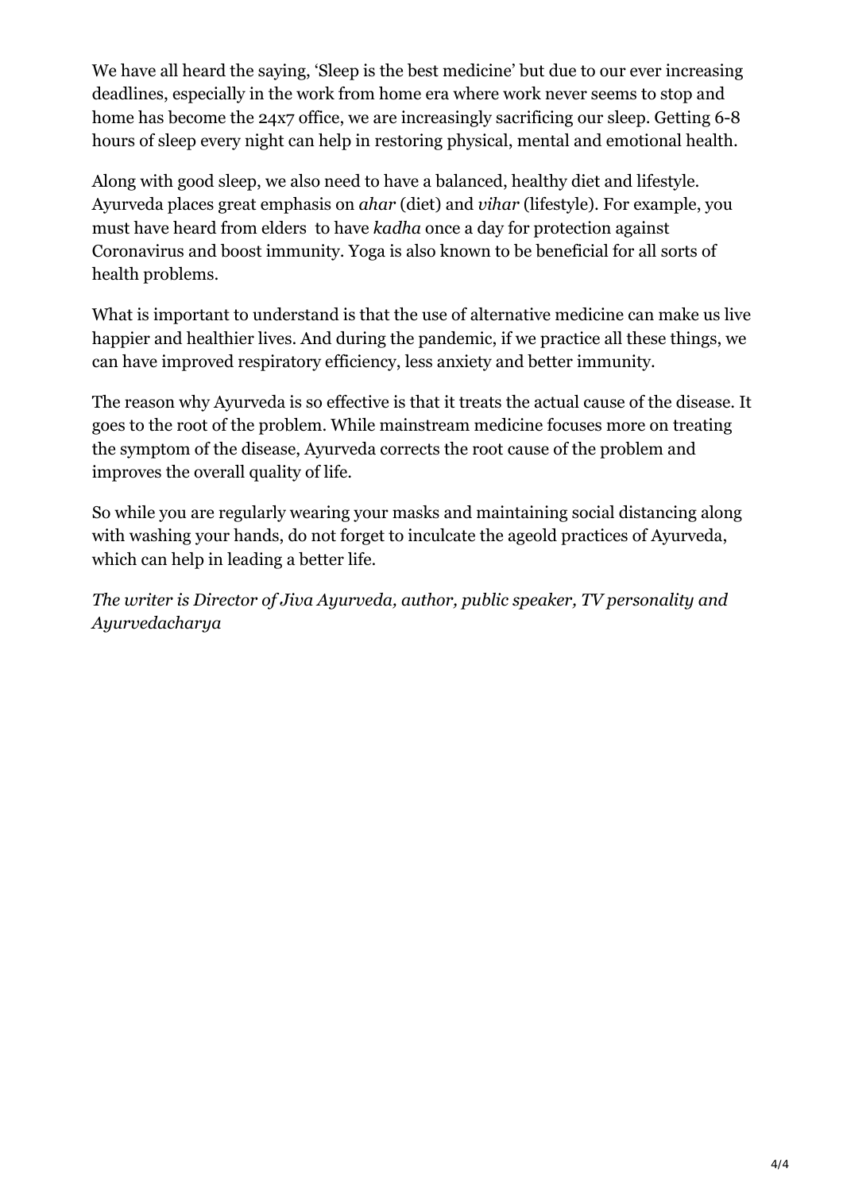We have all heard the saying, 'Sleep is the best medicine' but due to our ever increasing deadlines, especially in the work from home era where work never seems to stop and home has become the 24x7 office, we are increasingly sacrificing our sleep. Getting 6-8 hours of sleep every night can help in restoring physical, mental and emotional health.

Along with good sleep, we also need to have a balanced, healthy diet and lifestyle. Ayurveda places great emphasis on *ahar* (diet) and *vihar* (lifestyle). For example, you must have heard from elders to have *kadha* once a day for protection against Coronavirus and boost immunity. Yoga is also known to be beneficial for all sorts of health problems.

What is important to understand is that the use of alternative medicine can make us live happier and healthier lives. And during the pandemic, if we practice all these things, we can have improved respiratory efficiency, less anxiety and better immunity.

The reason why Ayurveda is so effective is that it treats the actual cause of the disease. It goes to the root of the problem. While mainstream medicine focuses more on treating the symptom of the disease, Ayurveda corrects the root cause of the problem and improves the overall quality of life.

So while you are regularly wearing your masks and maintaining social distancing along with washing your hands, do not forget to inculcate the ageold practices of Ayurveda, which can help in leading a better life.

*The writer is Director of Jiva Ayurveda, author, public speaker, TV personality and Ayurvedacharya*